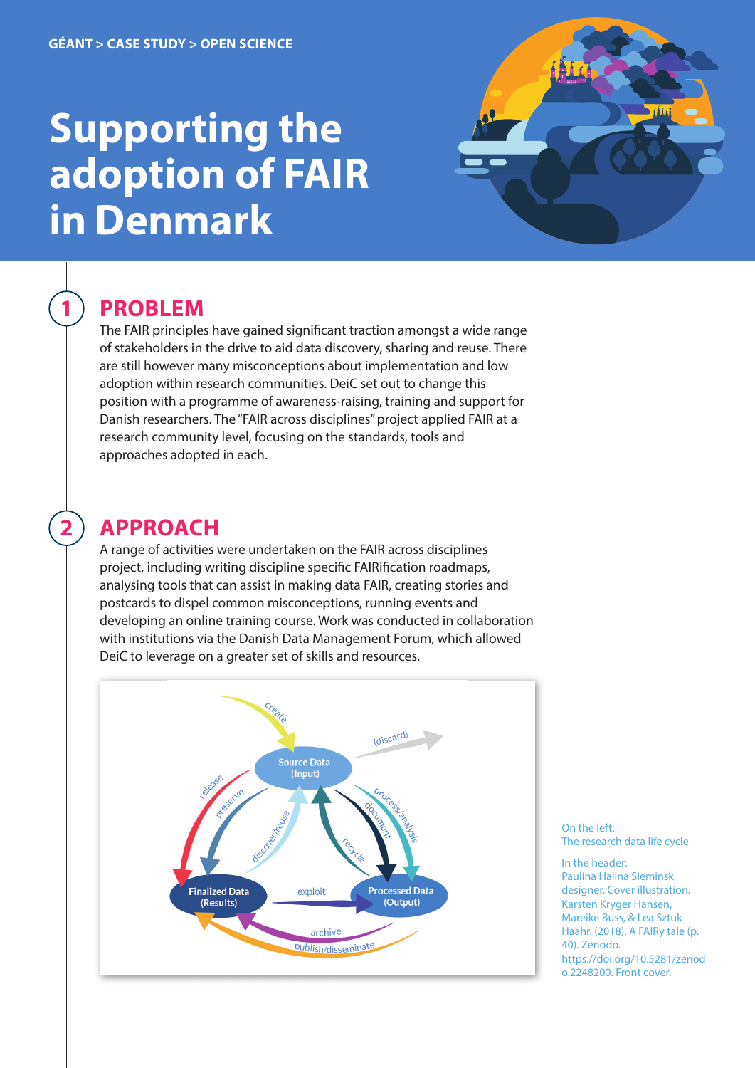GÉANT > CASE STUDY > OPEN SCIENCE

# Supporting the adoption of FAIR in Denmark

## 1 PROBLEM

The FAIR principles have gained significant traction amongst a wide range of stakeholders in the drive to aid data discovery, sharing and reuse. There are still however many misconceptions about implementation and low adoption within research communities. DeiC set out to change this position with a programme of awareness-raising, training and support for Danish researchers. The "FAIR across disciplines" project applied FAIR at a research community level, focusing on the standards, tools and approaches adopted in each.

## 2 APPROACH

A range of activities were undertaken on the FAIR across disciplines project, including writing discipline specific FAIRification roadmaps, analysing tools that can assist in making data FAIR, creating stories and postcards to dispel common misconceptions, running events and developing an online training course. Work was conducted in collaboration with institutions via the Danish Data Management Forum, which allowed DeiC to leverage on a greater set of skills and resources.

On the left:
The research data life cycle

In the header:
Paulina Halina Sieminsk, designer. Cover illustration. Karsten Kryger Hansen, Mareike Buss, & Lea Sztuk Haahr. (2018). A FAIRy tale (p. 40). Zenodo. https://doi.org/10.5281/zenodo.2248200. Front cover.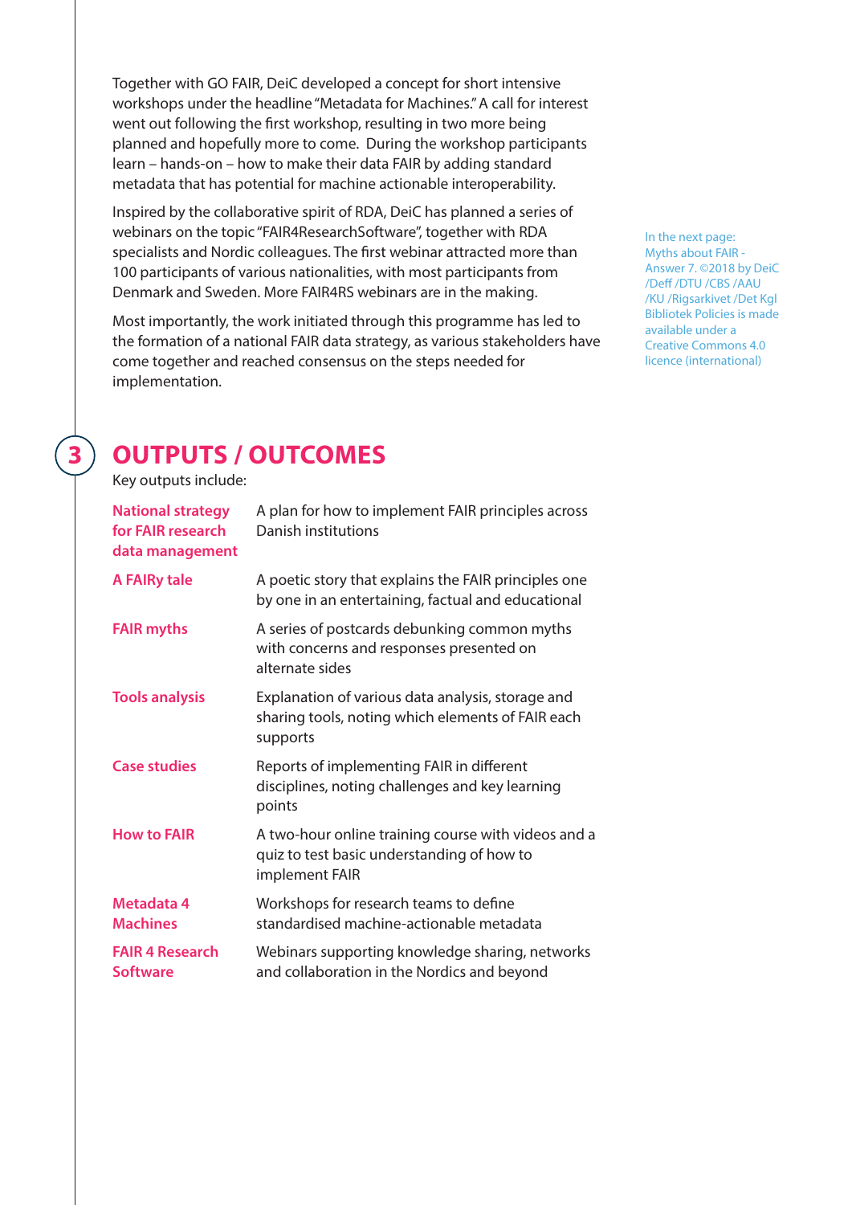Together with GO FAIR, DeiC developed a concept for short intensive workshops under the headline "Metadata for Machines." A call for interest went out following the first workshop, resulting in two more being planned and hopefully more to come. During the workshop participants learn – hands-on – how to make their data FAIR by adding standard metadata that has potential for machine actionable interoperability.

Inspired by the collaborative spirit of RDA, DeiC has planned a series of webinars on the topic "FAIR4ResearchSoftware", together with RDA specialists and Nordic colleagues. The first webinar attracted more than 100 participants of various nationalities, with most participants from Denmark and Sweden. More FAIR4RS webinars are in the making.

Most importantly, the work initiated through this programme has led to the formation of a national FAIR data strategy, as various stakeholders have come together and reached consensus on the steps needed for implementation.

In the next page: Myths about FAIR - Answer 7. ©2018 by DeiC /Deff /DTU /CBS /AAU /KU /Rigsarkivet /Det Kgl Bibliotek Policies is made available under a Creative Commons 4.0 licence (international)

## 3 OUTPUTS / OUTCOMES

Key outputs include:

| | |
|---|---|
| **National strategy for FAIR research data management** | A plan for how to implement FAIR principles across Danish institutions |
| **A FAIRy tale** | A poetic story that explains the FAIR principles one by one in an entertaining, factual and educational |
| **FAIR myths** | A series of postcards debunking common myths with concerns and responses presented on alternate sides |
| **Tools analysis** | Explanation of various data analysis, storage and sharing tools, noting which elements of FAIR each supports |
| **Case studies** | Reports of implementing FAIR in different disciplines, noting challenges and key learning points |
| **How to FAIR** | A two-hour online training course with videos and a quiz to test basic understanding of how to implement FAIR |
| **Metadata 4 Machines** | Workshops for research teams to define standardised machine-actionable metadata |
| **FAIR 4 Research Software** | Webinars supporting knowledge sharing, networks and collaboration in the Nordics and beyond |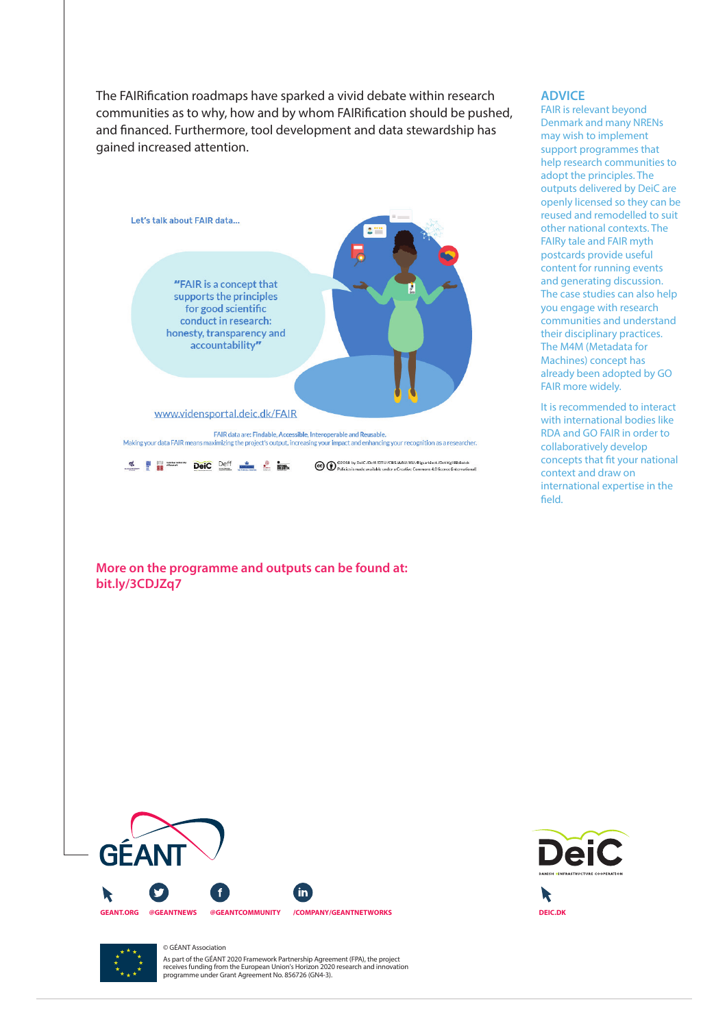The FAIRification roadmaps have sparked a vivid debate within research communities as to why, how and by whom FAIRification should be pushed, and financed. Furthermore, tool development and data stewardship has gained increased attention.

Let's talk about FAIR data...

"FAIR is a concept that supports the principles for good scientific conduct in research: honesty, transparency and accountability"

www.vidensportal.deic.dk/FAIR

FAIR data are: Findable, Accessible, Interoperable and Reusable.
Making your data FAIR means maximizing the project's output, increasing your impact and enhancing your recognition as a researcher.

## ADVICE

FAIR is relevant beyond Denmark and many NRENs may wish to implement support programmes that help research communities to adopt the principles. The outputs delivered by DeiC are openly licensed so they can be reused and remodelled to suit other national contexts. The FAIRy tale and FAIR myth postcards provide useful content for running events and generating discussion. The case studies can also help you engage with research communities and understand their disciplinary practices. The M4M (Metadata for Machines) concept has already been adopted by GO FAIR more widely.

It is recommended to interact with international bodies like RDA and GO FAIR in order to collaboratively develop concepts that fit your national context and draw on international expertise in the field.

**More on the programme and outputs can be found at: bit.ly/3CDJZq7**

GEANT.ORG @GEANTNEWS @GEANTCOMMUNITY /COMPANY/GEANTNETWORKS

DEIC.DK

© GÉANT Association
As part of the GÉANT 2020 Framework Partnership Agreement (FPA), the project receives funding from the European Union's Horizon 2020 research and innovation programme under Grant Agreement No. 856726 (GN4-3).